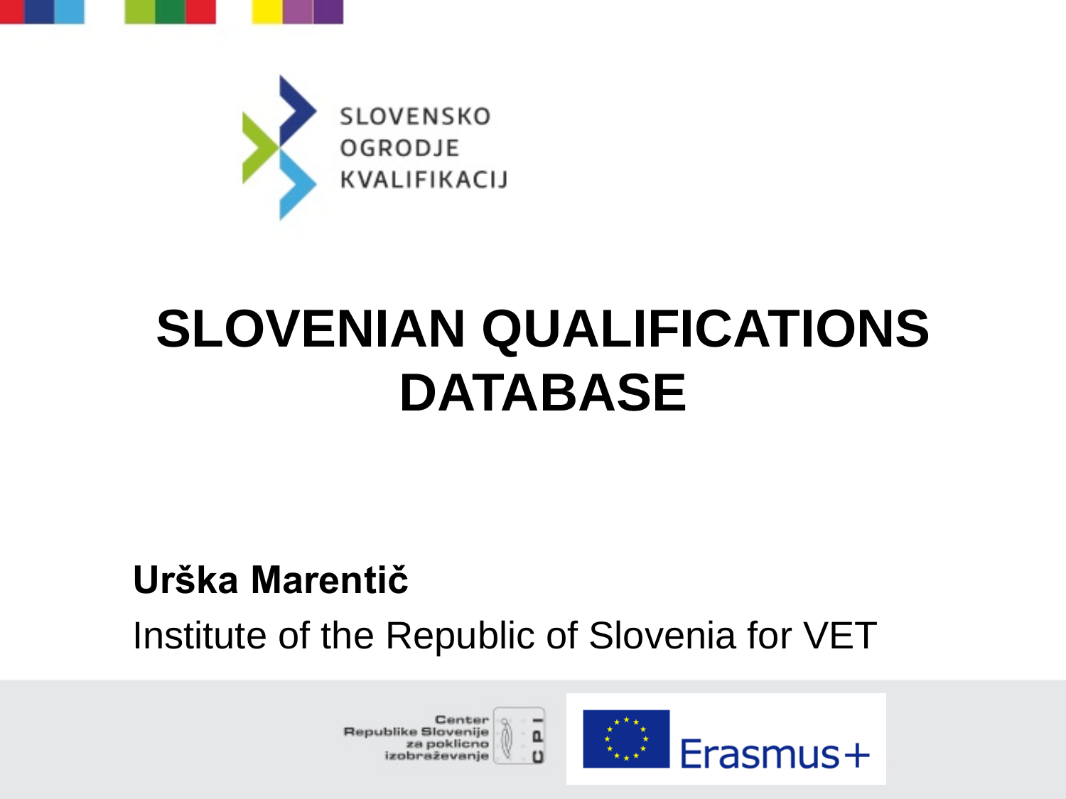SLOVENSKO
OGRODJE
KVALIFIKACIJ

# SLOVENIAN QUALIFICATIONS DATABASE

**Urška Marentič**

Institute of the Republic of Slovenia for VET

Center Republike Slovenije za poklicno izobraževanje

CPI

Erasmus+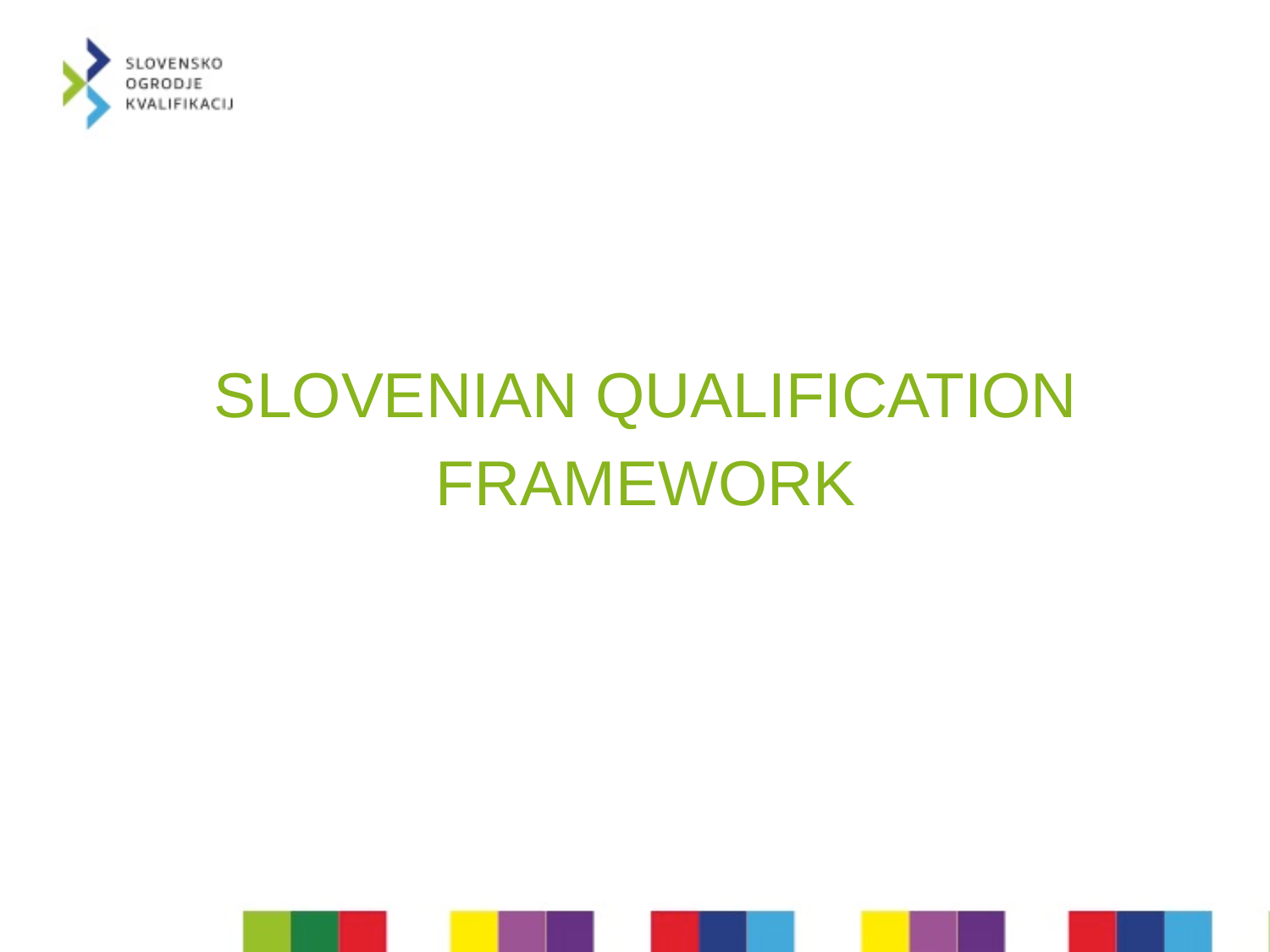SLOVENSKO OGRODJE KVALIFIKACIJ

# SLOVENIAN QUALIFICATION FRAMEWORK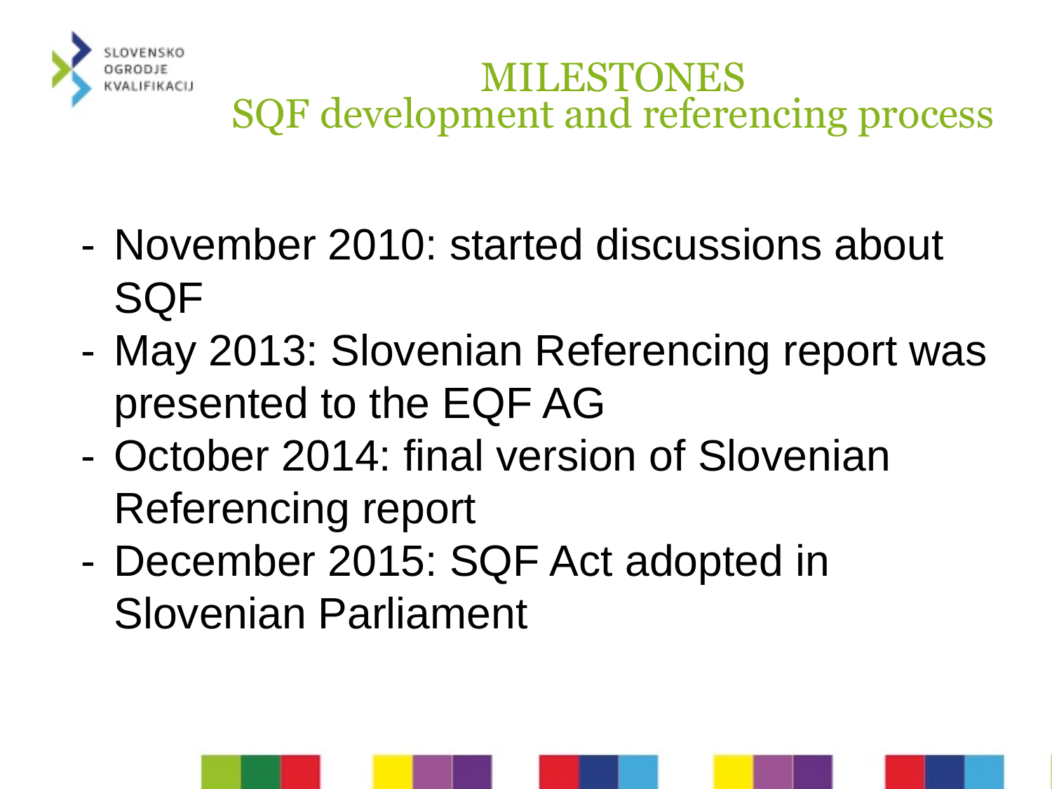# MILESTONES
## SQF development and referencing process

- November 2010: started discussions about SQF
- May 2013: Slovenian Referencing report was presented to the EQF AG
- October 2014: final version of Slovenian Referencing report
- December 2015: SQF Act adopted in Slovenian Parliament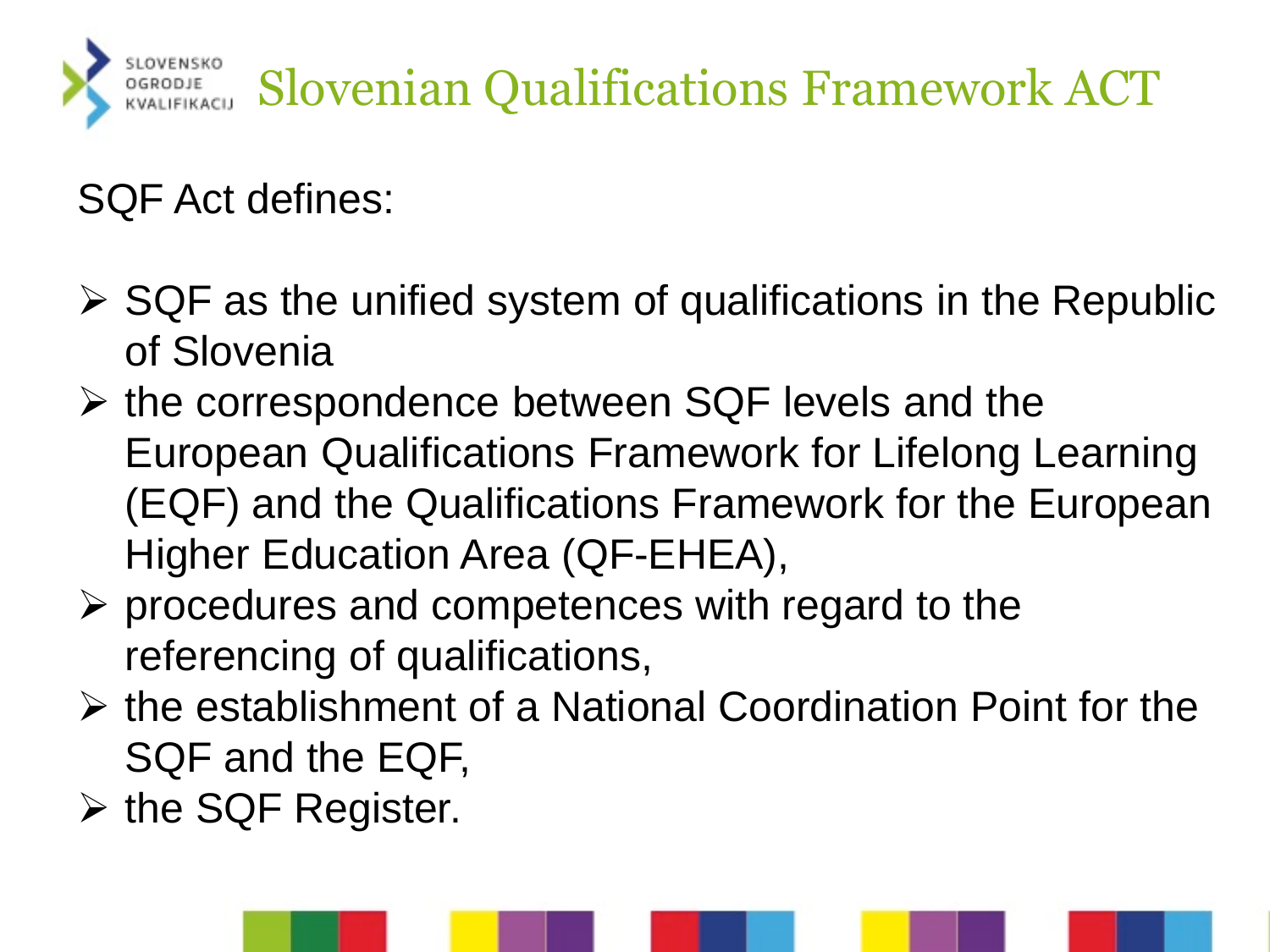# Slovenian Qualifications Framework ACT

SQF Act defines:

- SQF as the unified system of qualifications in the Republic of Slovenia
- the correspondence between SQF levels and the European Qualifications Framework for Lifelong Learning (EQF) and the Qualifications Framework for the European Higher Education Area (QF-EHEA),
- procedures and competences with regard to the referencing of qualifications,
- the establishment of a National Coordination Point for the SQF and the EQF,
- the SQF Register.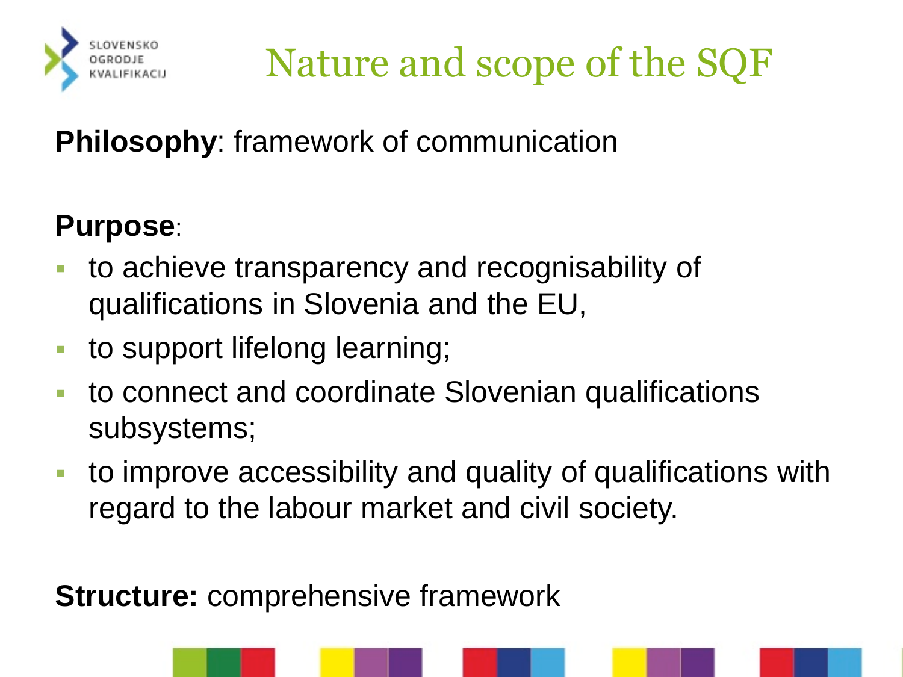# Nature and scope of the SQF

**Philosophy**: framework of communication

**Purpose**:

- to achieve transparency and recognisability of qualifications in Slovenia and the EU,
- to support lifelong learning;
- to connect and coordinate Slovenian qualifications subsystems;
- to improve accessibility and quality of qualifications with regard to the labour market and civil society.

**Structure:** comprehensive framework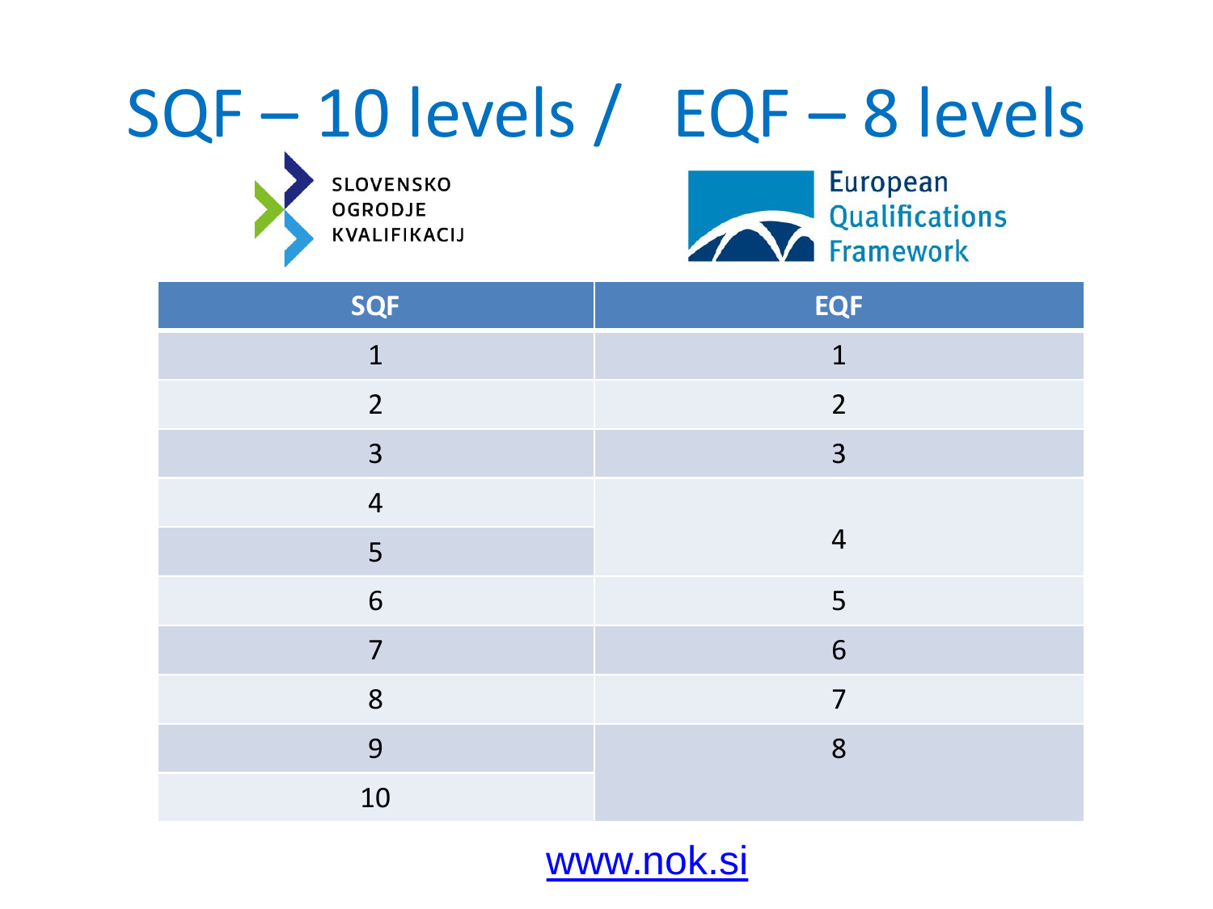# SQF – 10 levels / EQF – 8 levels

SLOVENSKO OGRODJE KVALIFIKACIJ

European Qualifications Framework

| SQF | EQF |
|---|---|
| 1 | 1 |
| 2 | 2 |
| 3 | 3 |
| 4 | 4 |
| 5 | 4 |
| 6 | 5 |
| 7 | 6 |
| 8 | 7 |
| 9 | 8 |
| 10 | 8 |

www.nok.si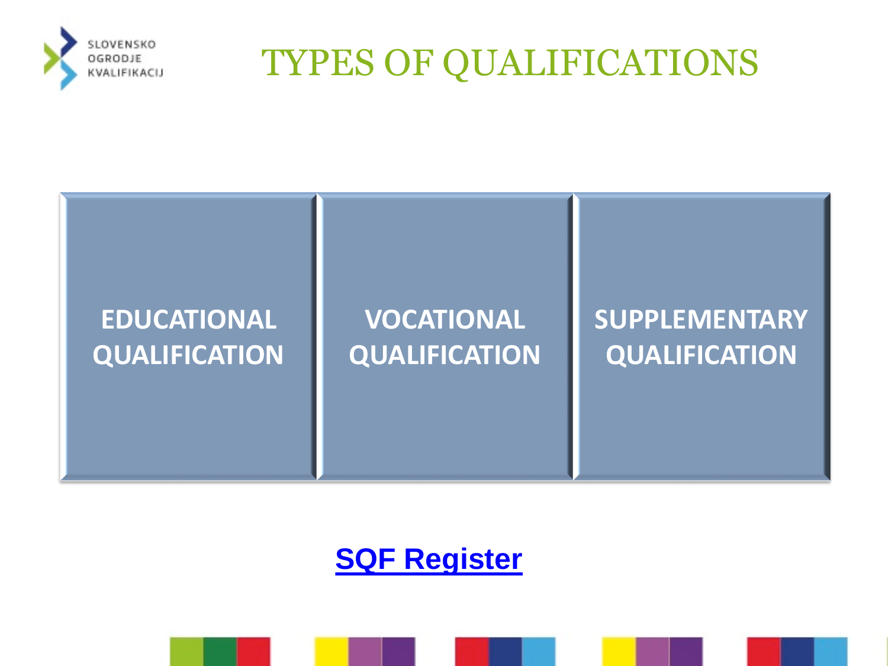# TYPES OF QUALIFICATIONS

- EDUCATIONAL QUALIFICATION
- VOCATIONAL QUALIFICATION
- SUPPLEMENTARY QUALIFICATION

**SQF Register**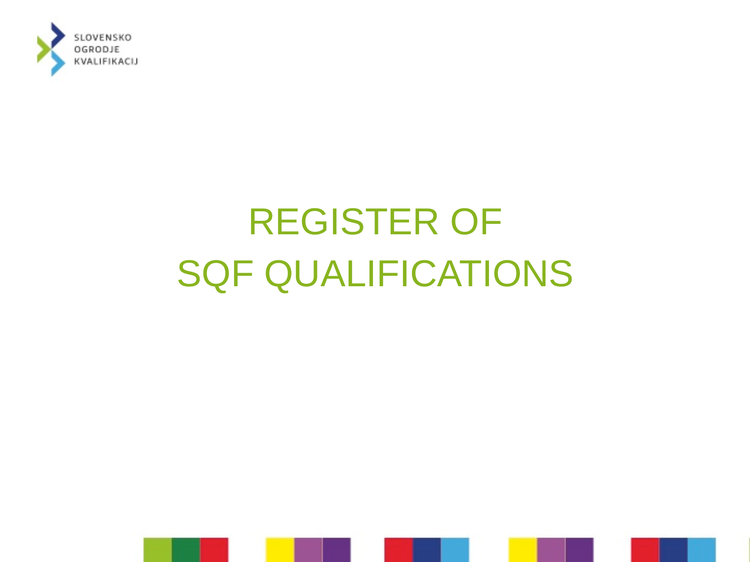# REGISTER OF SQF QUALIFICATIONS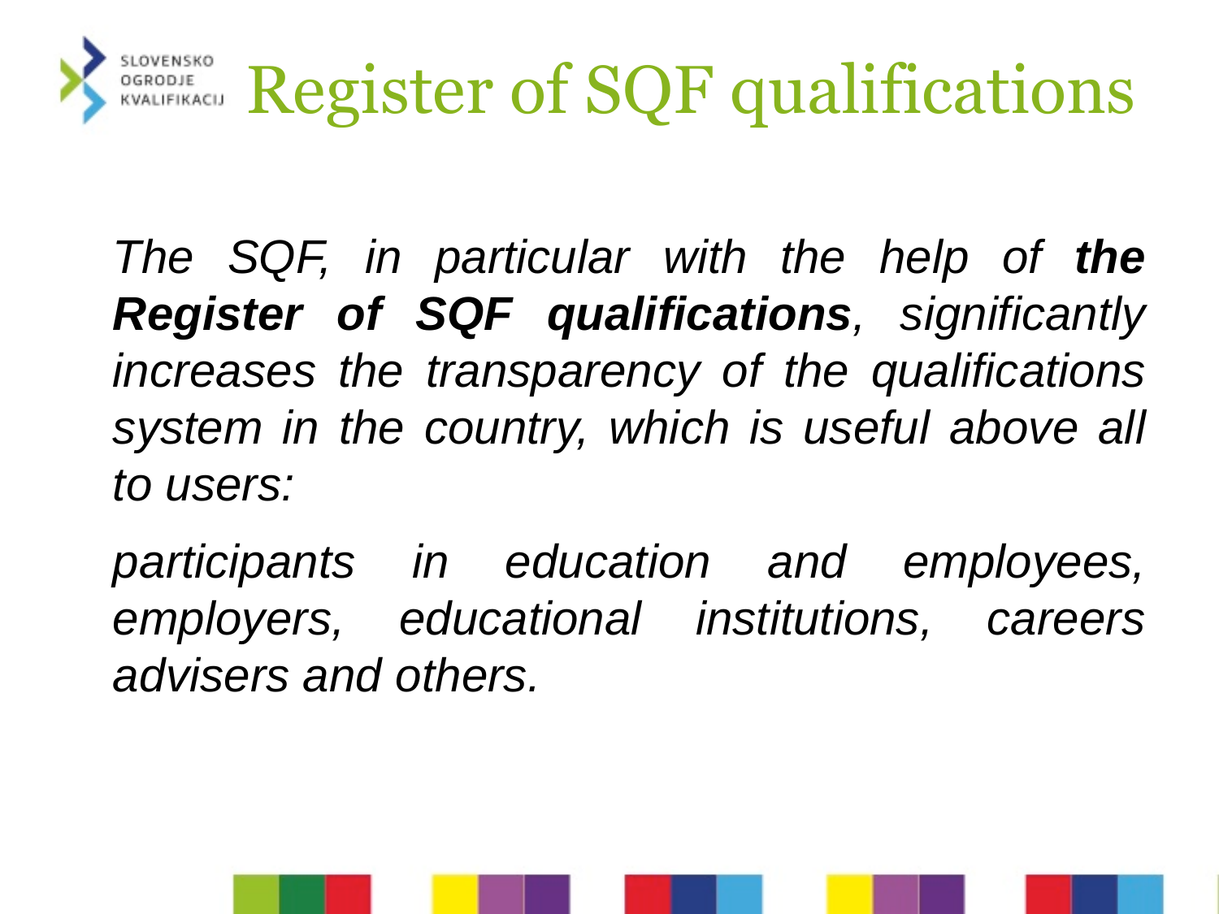# Register of SQF qualifications

*The SQF, in particular with the help of* ***the Register of SQF qualifications****, significantly increases the transparency of the qualifications system in the country, which is useful above all to users:*

*participants in education and employees, employers, educational institutions, careers advisers and others.*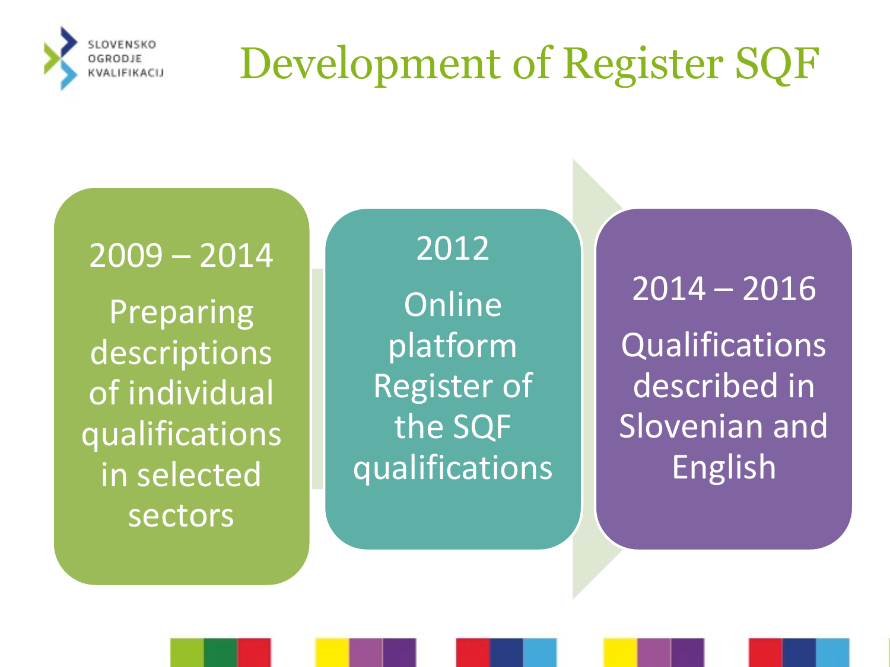# Development of Register SQF

**2009 – 2014**

Preparing descriptions of individual qualifications in selected sectors

**2012**

Online platform Register of the SQF qualifications

**2014 – 2016**

Qualifications described in Slovenian and English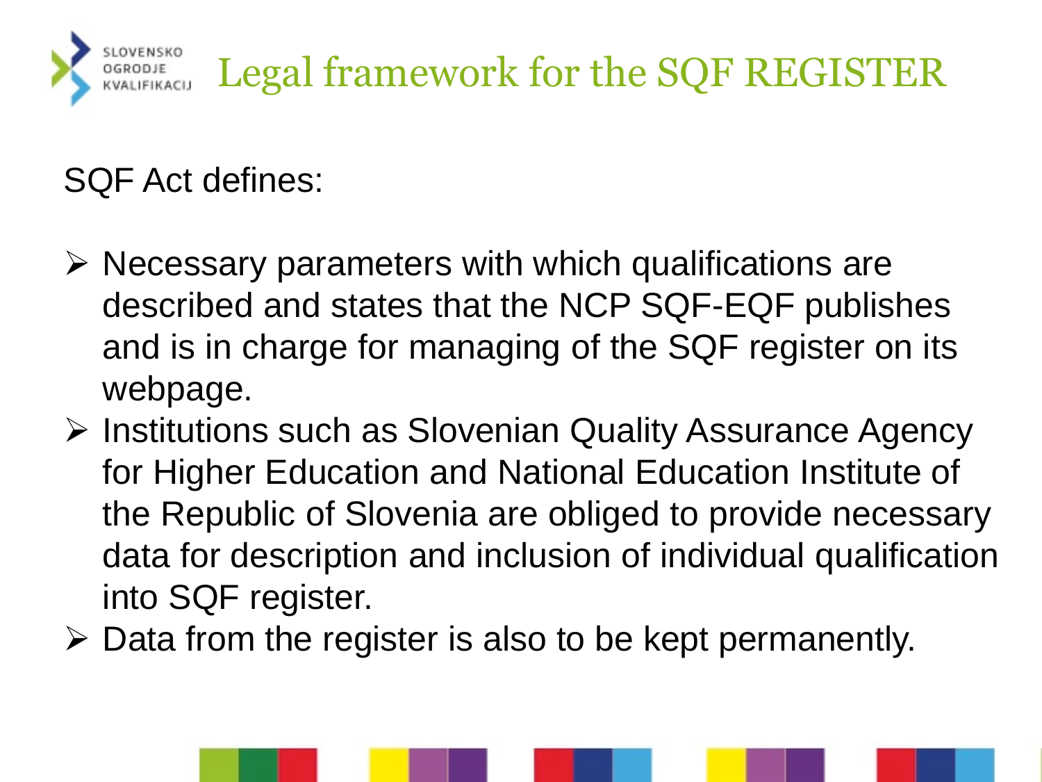# Legal framework for the SQF REGISTER

SQF Act defines:

- Necessary parameters with which qualifications are described and states that the NCP SQF-EQF publishes and is in charge for managing of the SQF register on its webpage.
- Institutions such as Slovenian Quality Assurance Agency for Higher Education and National Education Institute of the Republic of Slovenia are obliged to provide necessary data for description and inclusion of individual qualification into SQF register.
- Data from the register is also to be kept permanently.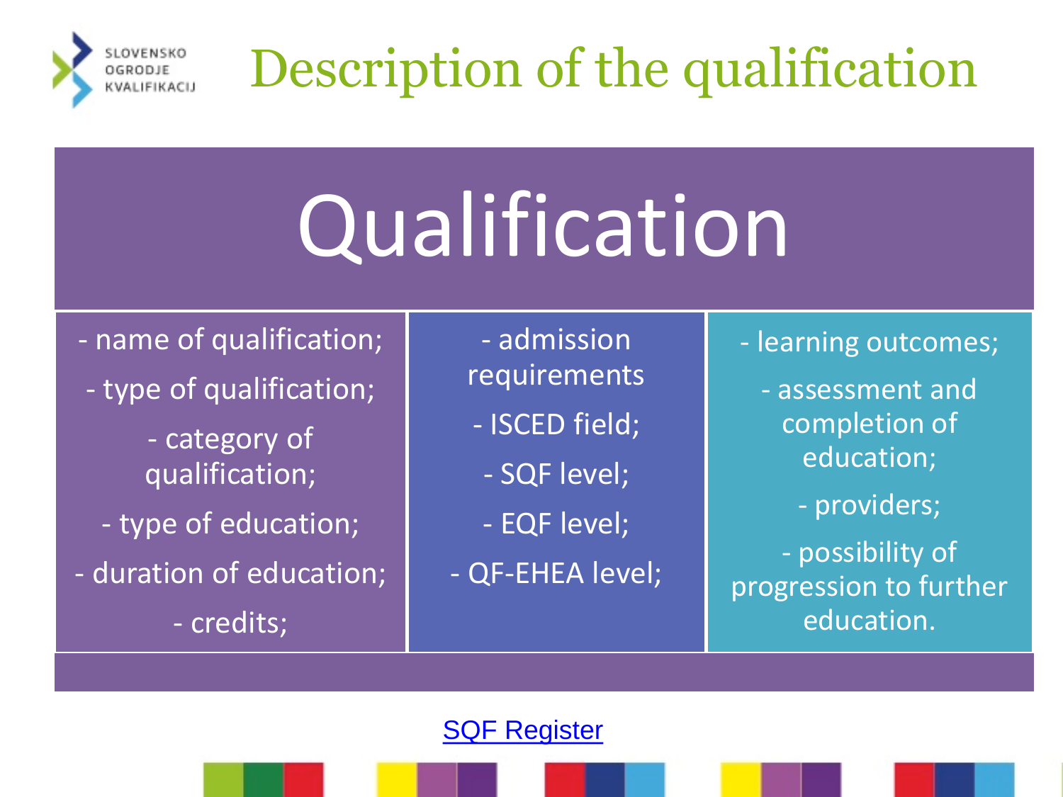# Description of the qualification

## Qualification

- name of qualification;
- type of qualification;
- category of qualification;
- type of education;
- duration of education;
- credits;

- admission requirements
- ISCED field;
- SQF level;
- EQF level;
- QF-EHEA level;

- learning outcomes;
- assessment and completion of education;
- providers;
- possibility of progression to further education.

SQF Register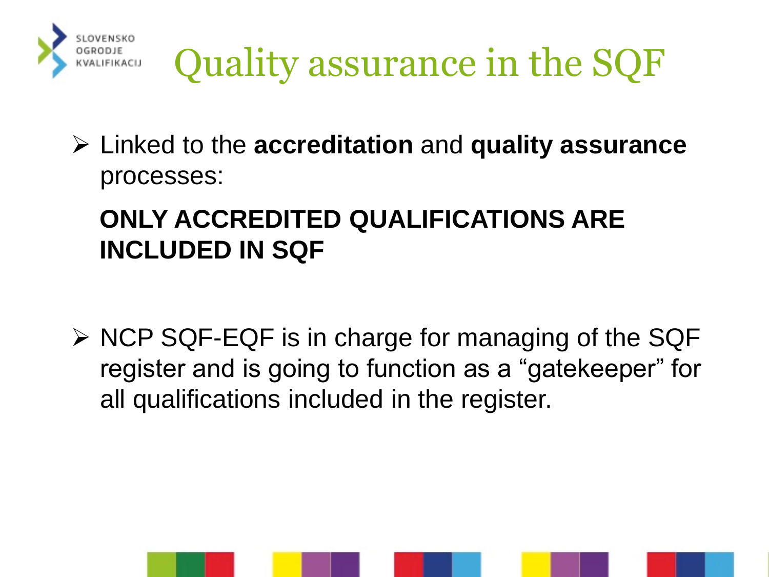# Quality assurance in the SQF

- Linked to the **accreditation** and **quality assurance** processes:

  **ONLY ACCREDITED QUALIFICATIONS ARE INCLUDED IN SQF**

- NCP SQF-EQF is in charge for managing of the SQF register and is going to function as a "gatekeeper" for all qualifications included in the register.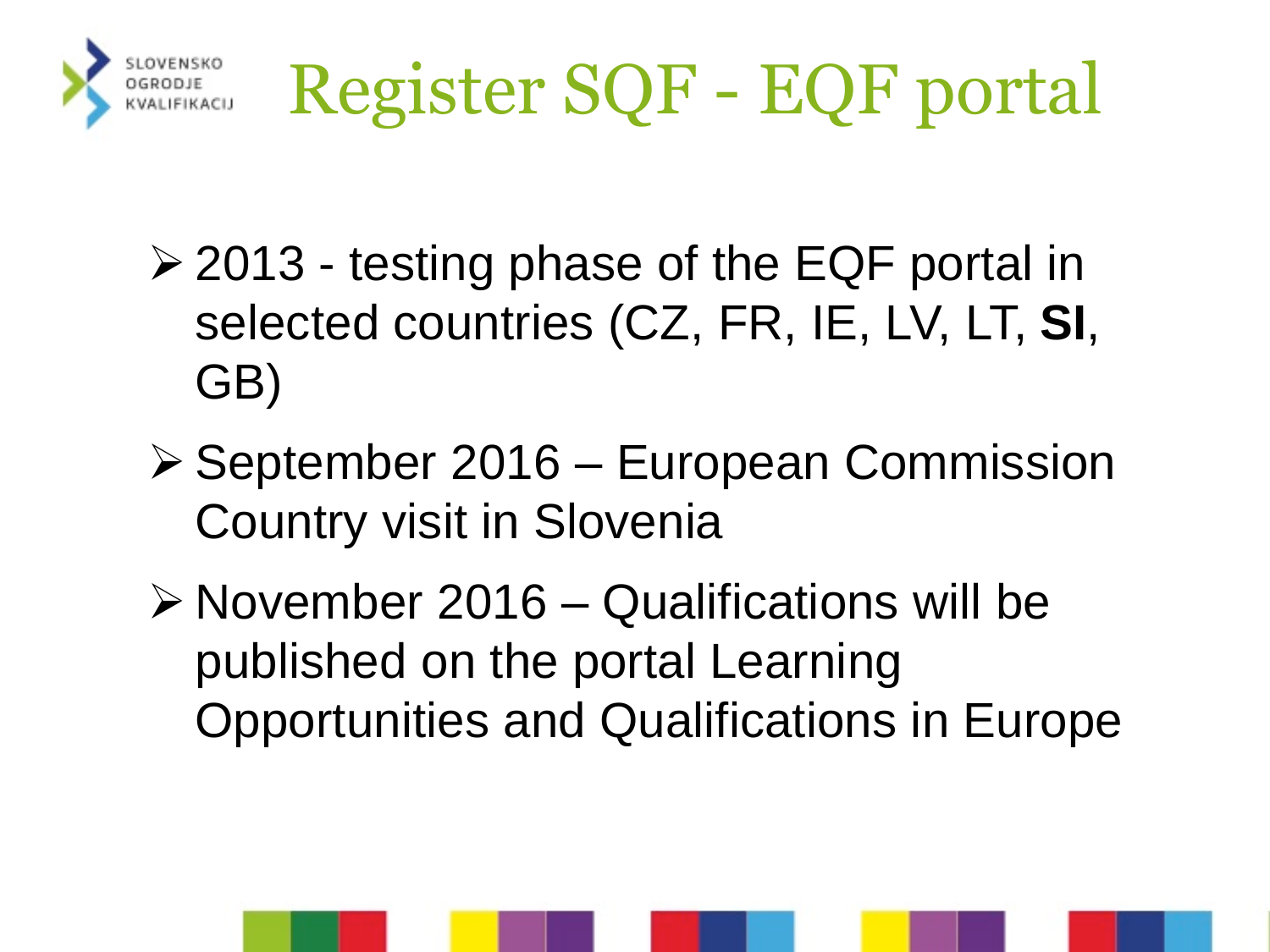# Register SQF - EQF portal

- 2013 - testing phase of the EQF portal in selected countries (CZ, FR, IE, LV, LT, **SI**, GB)
- September 2016 – European Commission Country visit in Slovenia
- November 2016 – Qualifications will be published on the portal Learning Opportunities and Qualifications in Europe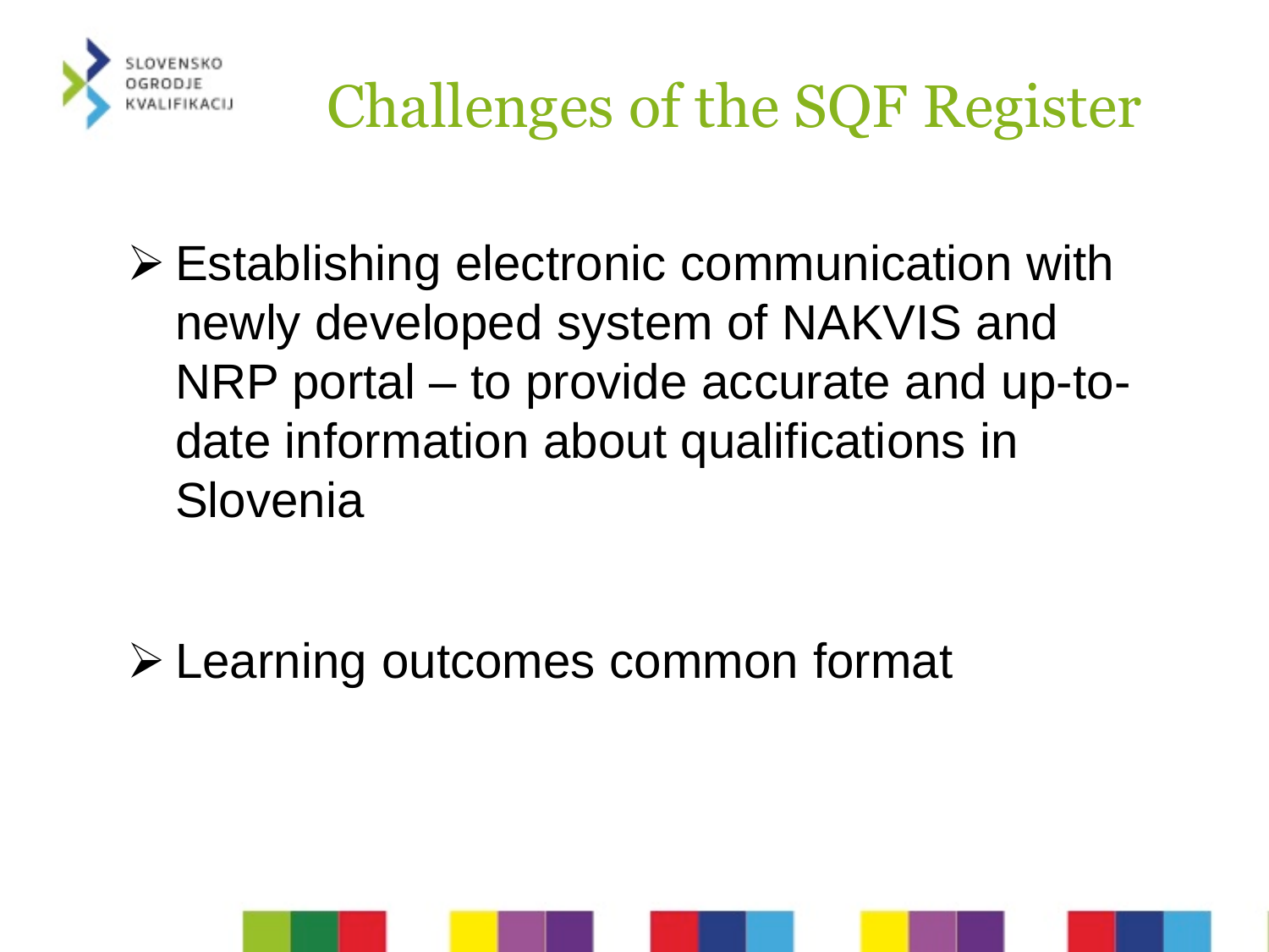# Challenges of the SQF Register

- Establishing electronic communication with newly developed system of NAKVIS and NRP portal – to provide accurate and up-to-date information about qualifications in Slovenia

- Learning outcomes common format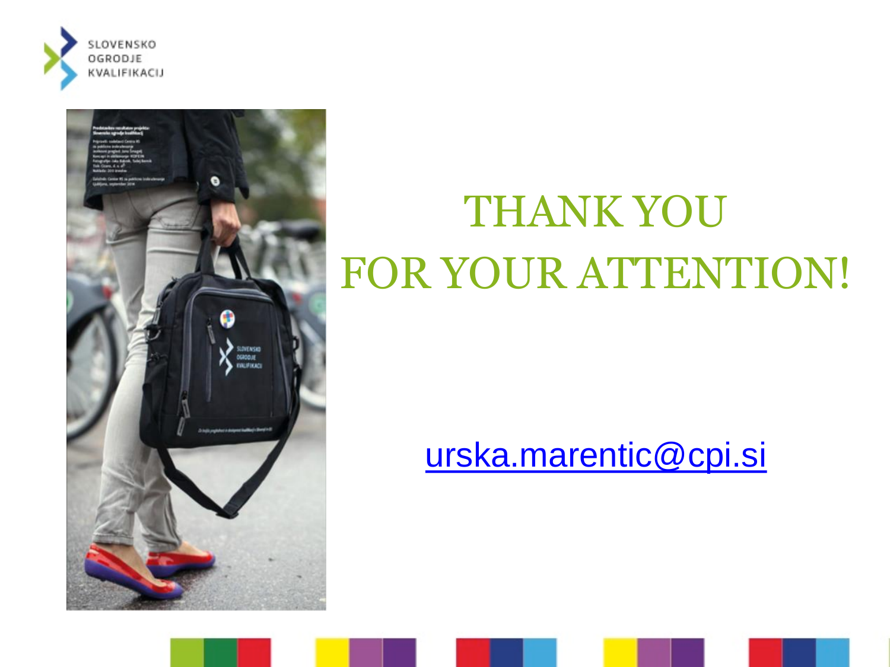SLOVENSKO OGRODJE KVALIFIKACIJ

# THANK YOU FOR YOUR ATTENTION!

urska.marentic@cpi.si